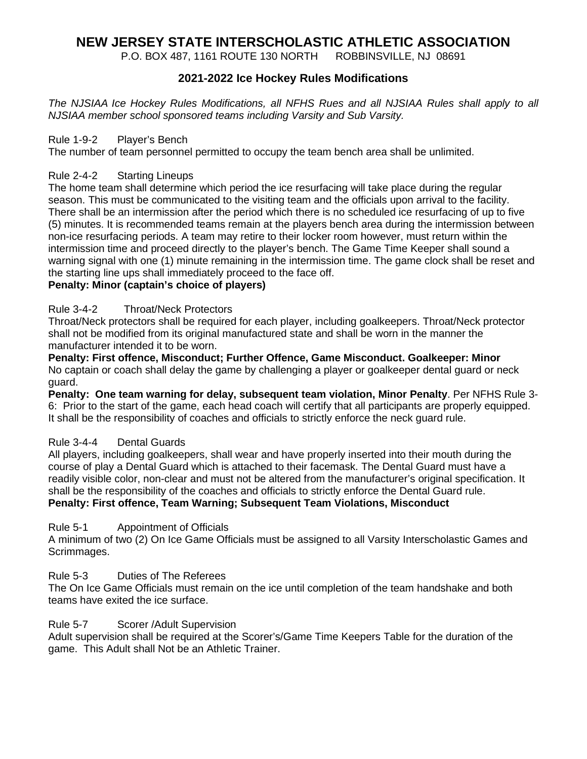# NEW JERSEY STATE INTERSCHOLASTIC ATHLETIC ASSOCIATION

P.O. BOX 487, 1161 ROUTE 130 NORTH ROBBINSVILLE, NJ 08691

## 2021-2022 Ice Hockey Rules Modifications

*The NJSIAA Ice Hockey Rules Modifications, all NFHS Rues and all NJSIAA Rules shall apply to all NJSIAA member school sponsored teams including Varsity and Sub Varsity.*

Rule 1-9-2 Player's Bench

The number of team personnel permitted to occupy the team bench area shall be unlimited.

Rule 2-4-2 Starting Lineups

The home team shall determine which period the ice resurfacing will take place during the regular season. This must be communicated to the visiting team and the officials upon arrival to the facility. There shall be an intermission after the period which there is no scheduled ice resurfacing of up to five (5) minutes. It is recommended teams remain at the players bench area during the intermission between non-ice resurfacing periods. A team may retire to their locker room however, must return within the intermission time and proceed directly to the player's bench. The Game Time Keeper shall sound a warning signal with one (1) minute remaining in the intermission time. The game clock shall be reset and the starting line ups shall immediately proceed to the face off.

**Penalty: Minor (captain's choice of players)**

Rule 3-4-2 Throat/Neck Protectors

Throat/Neck protectors shall be required for each player, including goalkeepers. Throat/Neck protector shall not be modified from its original manufactured state and shall be worn in the manner the manufacturer intended it to be worn.

**Penalty: First offence, Misconduct; Further Offence, Game Misconduct. Goalkeeper: Minor**

No captain or coach shall delay the game by challenging a player or goalkeeper dental guard or neck guard.

**Penalty: One team warning for delay, subsequent team violation, Minor Penalty**. Per NFHS Rule 3-6: Prior to the start of the game, each head coach will certify that all participants are properly equipped. It shall be the responsibility of coaches and officials to strictly enforce the neck guard rule.

Rule 3-4-4 Dental Guards

All players, including goalkeepers, shall wear and have properly inserted into their mouth during the course of play a Dental Guard which is attached to their facemask. The Dental Guard must have a readily visible color, non-clear and must not be altered from the manufacturer's original specification. It shall be the responsibility of the coaches and officials to strictly enforce the Dental Guard rule.

**Penalty: First offence, Team Warning; Subsequent Team Violations, Misconduct**

Rule 5-1 Appointment of Officials

A minimum of two (2) On Ice Game Officials must be assigned to all Varsity Interscholastic Games and Scrimmages.

Rule 5-3 Duties of The Referees

The On Ice Game Officials must remain on the ice until completion of the team handshake and both teams have exited the ice surface.

Rule 5-7 Scorer /Adult Supervision

Adult supervision shall be required at the Scorer's/Game Time Keepers Table for the duration of the game. This Adult shall Not be an Athletic Trainer.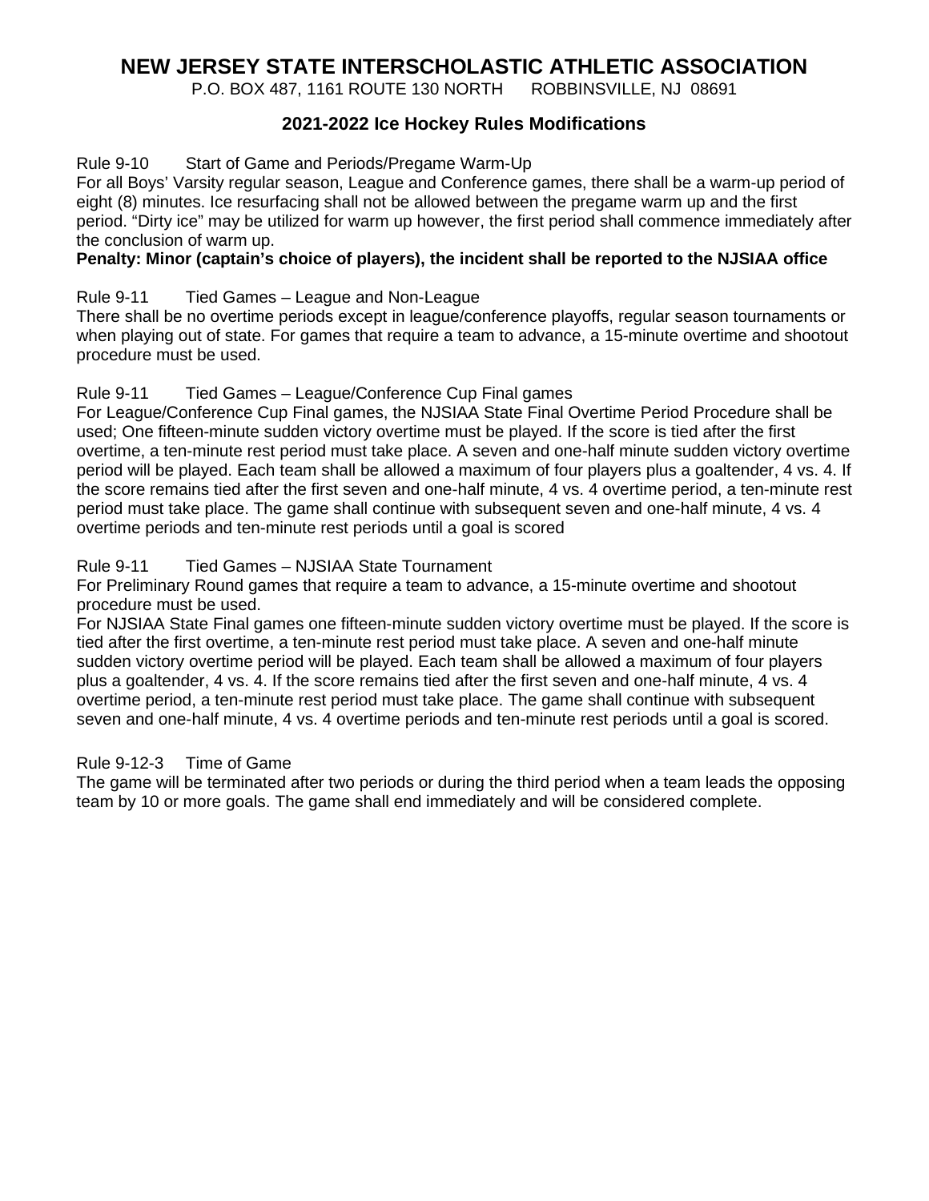# NEW JERSEY STATE INTERSCHOLASTIC ATHLETIC ASSOCIATION

P.O. BOX 487, 1161 ROUTE 130 NORTH ROBBINSVILLE, NJ 08691

## 2021-2022 Ice Hockey Rules Modifications

Rule 9-10 Start of Game and Periods/Pregame Warm-Up

For all Boys' Varsity regular season, League and Conference games, there shall be a warm-up period of eight (8) minutes. Ice resurfacing shall not be allowed between the pregame warm up and the first period. "Dirty ice" may be utilized for warm up however, the first period shall commence immediately after the conclusion of warm up.

**Penalty: Minor (captain's choice of players), the incident shall be reported to the NJSIAA office**

Rule 9-11 Tied Games – League and Non-League

There shall be no overtime periods except in league/conference playoffs, regular season tournaments or when playing out of state. For games that require a team to advance, a 15-minute overtime and shootout procedure must be used.

Rule 9-11 Tied Games – League/Conference Cup Final games

For League/Conference Cup Final games, the NJSIAA State Final Overtime Period Procedure shall be used; One fifteen-minute sudden victory overtime must be played. If the score is tied after the first overtime, a ten-minute rest period must take place. A seven and one-half minute sudden victory overtime period will be played. Each team shall be allowed a maximum of four players plus a goaltender, 4 vs. 4. If the score remains tied after the first seven and one-half minute, 4 vs. 4 overtime period, a ten-minute rest period must take place. The game shall continue with subsequent seven and one-half minute, 4 vs. 4 overtime periods and ten-minute rest periods until a goal is scored

Rule 9-11 Tied Games – NJSIAA State Tournament

For Preliminary Round games that require a team to advance, a 15-minute overtime and shootout procedure must be used.

For NJSIAA State Final games one fifteen-minute sudden victory overtime must be played. If the score is tied after the first overtime, a ten-minute rest period must take place. A seven and one-half minute sudden victory overtime period will be played. Each team shall be allowed a maximum of four players plus a goaltender, 4 vs. 4. If the score remains tied after the first seven and one-half minute, 4 vs. 4 overtime period, a ten-minute rest period must take place. The game shall continue with subsequent seven and one-half minute, 4 vs. 4 overtime periods and ten-minute rest periods until a goal is scored.

Rule 9-12-3 Time of Game

The game will be terminated after two periods or during the third period when a team leads the opposing team by 10 or more goals. The game shall end immediately and will be considered complete.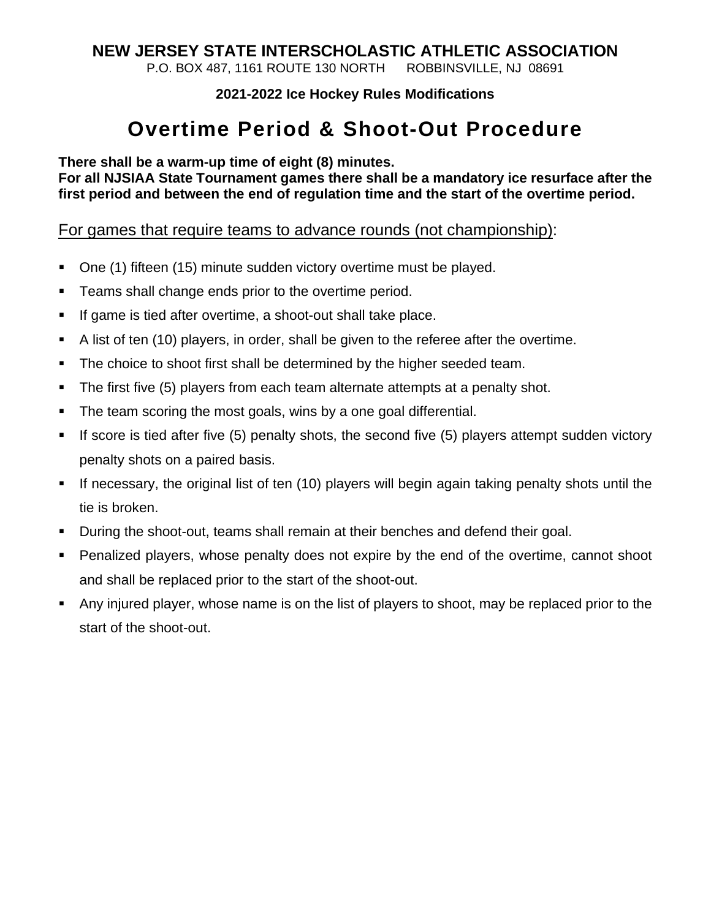**NEW JERSEY STATE INTERSCHOLASTIC ATHLETIC ASSOCIATION**
P.O. BOX 487, 1161 ROUTE 130 NORTH ROBBINSVILLE, NJ 08691

**2021-2022 Ice Hockey Rules Modifications**

# Overtime Period & Shoot-Out Procedure

**There shall be a warm-up time of eight (8) minutes.**
**For all NJSIAA State Tournament games there shall be a mandatory ice resurface after the first period and between the end of regulation time and the start of the overtime period.**

For games that require teams to advance rounds (not championship):

- One (1) fifteen (15) minute sudden victory overtime must be played.
- Teams shall change ends prior to the overtime period.
- If game is tied after overtime, a shoot-out shall take place.
- A list of ten (10) players, in order, shall be given to the referee after the overtime.
- The choice to shoot first shall be determined by the higher seeded team.
- The first five (5) players from each team alternate attempts at a penalty shot.
- The team scoring the most goals, wins by a one goal differential.
- If score is tied after five (5) penalty shots, the second five (5) players attempt sudden victory penalty shots on a paired basis.
- If necessary, the original list of ten (10) players will begin again taking penalty shots until the tie is broken.
- During the shoot-out, teams shall remain at their benches and defend their goal.
- Penalized players, whose penalty does not expire by the end of the overtime, cannot shoot and shall be replaced prior to the start of the shoot-out.
- Any injured player, whose name is on the list of players to shoot, may be replaced prior to the start of the shoot-out.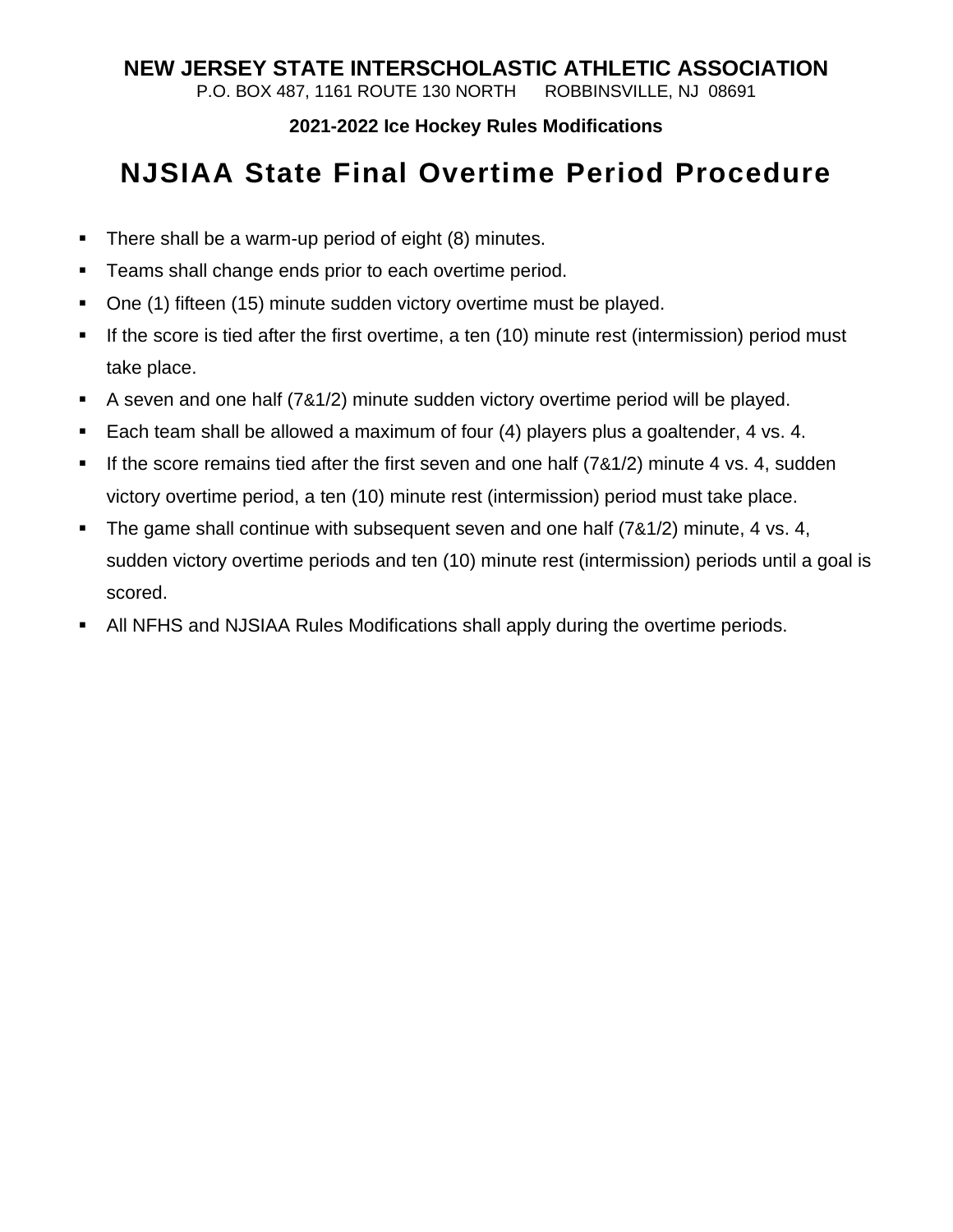**NEW JERSEY STATE INTERSCHOLASTIC ATHLETIC ASSOCIATION**
P.O. BOX 487, 1161 ROUTE 130 NORTH ROBBINSVILLE, NJ 08691

**2021-2022 Ice Hockey Rules Modifications**

# NJSIAA State Final Overtime Period Procedure

- There shall be a warm-up period of eight (8) minutes.
- Teams shall change ends prior to each overtime period.
- One (1) fifteen (15) minute sudden victory overtime must be played.
- If the score is tied after the first overtime, a ten (10) minute rest (intermission) period must take place.
- A seven and one half (7&1/2) minute sudden victory overtime period will be played.
- Each team shall be allowed a maximum of four (4) players plus a goaltender, 4 vs. 4.
- If the score remains tied after the first seven and one half (7&1/2) minute 4 vs. 4, sudden victory overtime period, a ten (10) minute rest (intermission) period must take place.
- The game shall continue with subsequent seven and one half (7&1/2) minute, 4 vs. 4, sudden victory overtime periods and ten (10) minute rest (intermission) periods until a goal is scored.
- All NFHS and NJSIAA Rules Modifications shall apply during the overtime periods.